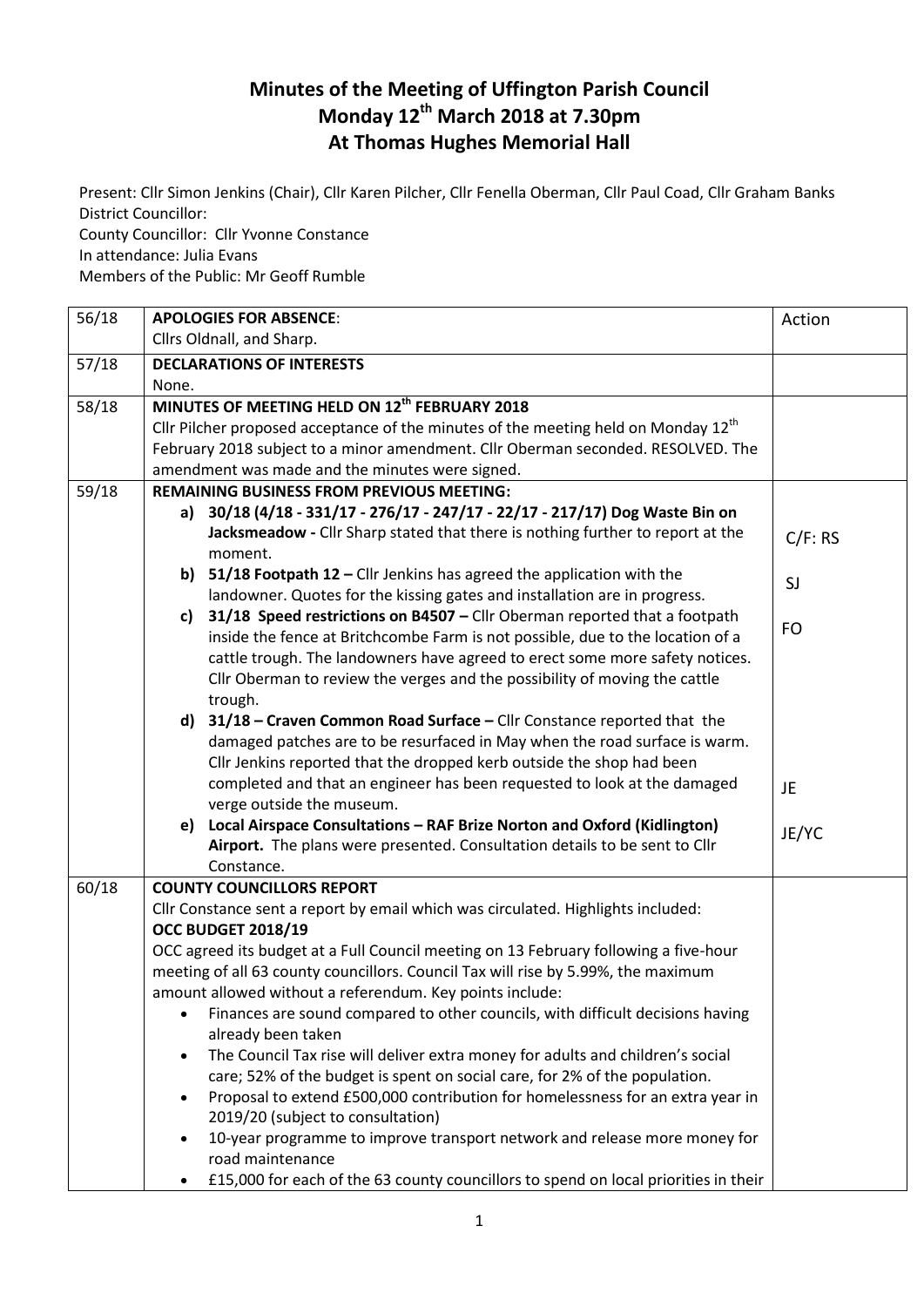# Minutes of the Meeting of Uffington Parish Council
## Monday 12th March 2018 at 7.30pm
## At Thomas Hughes Memorial Hall

Present: Cllr Simon Jenkins (Chair), Cllr Karen Pilcher, Cllr Fenella Oberman, Cllr Paul Coad, Cllr Graham Banks
District Councillor:
County Councillor: Cllr Yvonne Constance
In attendance: Julia Evans
Members of the Public: Mr Geoff Rumble

| | | |
|---|---|---|
| 56/18 | **APOLOGIES FOR ABSENCE**:<br>Cllrs Oldnall, and Sharp. | Action |
| 57/18 | **DECLARATIONS OF INTERESTS**<br>None. | |
| 58/18 | **MINUTES OF MEETING HELD ON 12th FEBRUARY 2018**<br>Cllr Pilcher proposed acceptance of the minutes of the meeting held on Monday 12th February 2018 subject to a minor amendment. Cllr Oberman seconded. RESOLVED. The amendment was made and the minutes were signed. | |
| 59/18 | **REMAINING BUSINESS FROM PREVIOUS MEETING:**<br>**a) 30/18 (4/18 - 331/17 - 276/17 - 247/17 - 22/17 - 217/17) Dog Waste Bin on Jacksmeadow -** Cllr Sharp stated that there is nothing further to report at the moment.<br>**b) 51/18 Footpath 12 –** Cllr Jenkins has agreed the application with the landowner. Quotes for the kissing gates and installation are in progress.<br>**c) 31/18 Speed restrictions on B4507 –** Cllr Oberman reported that a footpath inside the fence at Britchcombe Farm is not possible, due to the location of a cattle trough. The landowners have agreed to erect some more safety notices. Cllr Oberman to review the verges and the possibility of moving the cattle trough.<br>**d) 31/18 – Craven Common Road Surface –** Cllr Constance reported that the damaged patches are to be resurfaced in May when the road surface is warm. Cllr Jenkins reported that the dropped kerb outside the shop had been completed and that an engineer has been requested to look at the damaged verge outside the museum.<br>**e) Local Airspace Consultations – RAF Brize Norton and Oxford (Kidlington) Airport.** The plans were presented. Consultation details to be sent to Cllr Constance. | C/F: RS<br><br>SJ<br><br>FO<br><br>JE<br><br>JE/YC |
| 60/18 | **COUNTY COUNCILLORS REPORT**<br>Cllr Constance sent a report by email which was circulated. Highlights included:<br>**OCC BUDGET 2018/19**<br>OCC agreed its budget at a Full Council meeting on 13 February following a five-hour meeting of all 63 county councillors. Council Tax will rise by 5.99%, the maximum amount allowed without a referendum. Key points include:<br>• Finances are sound compared to other councils, with difficult decisions having already been taken<br>• The Council Tax rise will deliver extra money for adults and children's social care; 52% of the budget is spent on social care, for 2% of the population.<br>• Proposal to extend £500,000 contribution for homelessness for an extra year in 2019/20 (subject to consultation)<br>• 10-year programme to improve transport network and release more money for road maintenance<br>• £15,000 for each of the 63 county councillors to spend on local priorities in their | |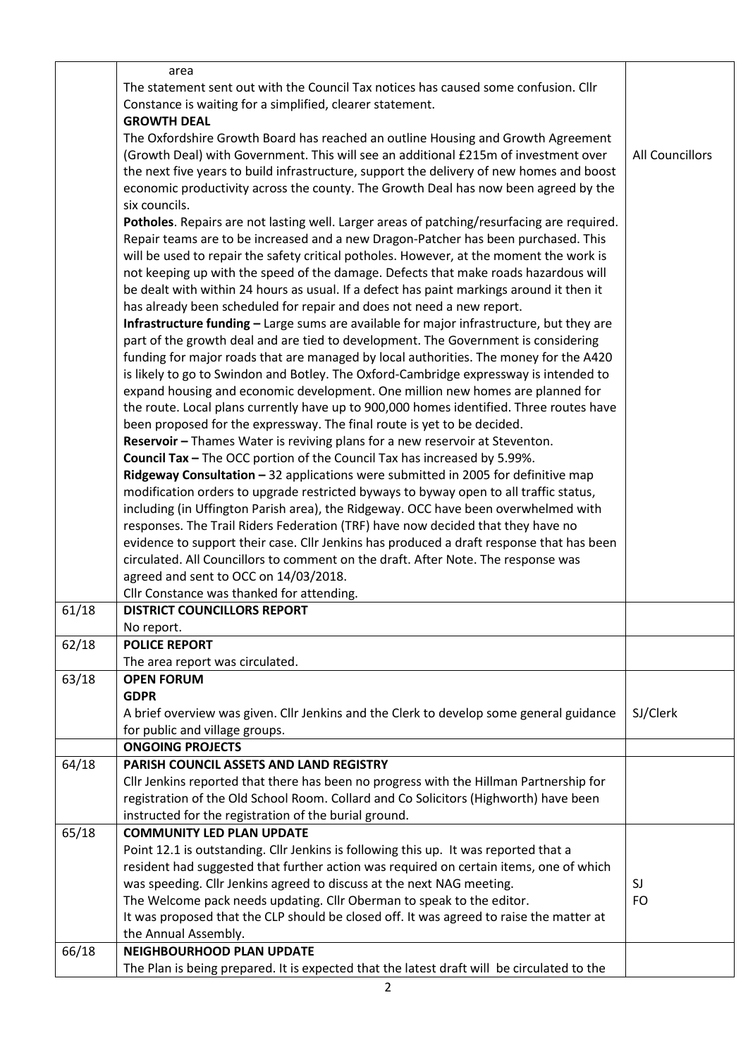| | | |
|---|---|---|
| | area<br>The statement sent out with the Council Tax notices has caused some confusion. Cllr Constance is waiting for a simplified, clearer statement.<br>**GROWTH DEAL**<br>The Oxfordshire Growth Board has reached an outline Housing and Growth Agreement (Growth Deal) with Government. This will see an additional £215m of investment over the next five years to build infrastructure, support the delivery of new homes and boost economic productivity across the county. The Growth Deal has now been agreed by the six councils.<br>**Potholes**. Repairs are not lasting well. Larger areas of patching/resurfacing are required. Repair teams are to be increased and a new Dragon-Patcher has been purchased. This will be used to repair the safety critical potholes. However, at the moment the work is not keeping up with the speed of the damage. Defects that make roads hazardous will be dealt with within 24 hours as usual. If a defect has paint markings around it then it has already been scheduled for repair and does not need a new report.<br>**Infrastructure funding –** Large sums are available for major infrastructure, but they are part of the growth deal and are tied to development. The Government is considering funding for major roads that are managed by local authorities. The money for the A420 is likely to go to Swindon and Botley. The Oxford-Cambridge expressway is intended to expand housing and economic development. One million new homes are planned for the route. Local plans currently have up to 900,000 homes identified. Three routes have been proposed for the expressway. The final route is yet to be decided.<br>**Reservoir –** Thames Water is reviving plans for a new reservoir at Steventon.<br>**Council Tax –** The OCC portion of the Council Tax has increased by 5.99%.<br>**Ridgeway Consultation –** 32 applications were submitted in 2005 for definitive map modification orders to upgrade restricted byways to byway open to all traffic status, including (in Uffington Parish area), the Ridgeway. OCC have been overwhelmed with responses. The Trail Riders Federation (TRF) have now decided that they have no evidence to support their case. Cllr Jenkins has produced a draft response that has been circulated. All Councillors to comment on the draft. After Note. The response was agreed and sent to OCC on 14/03/2018.<br>Cllr Constance was thanked for attending. | All Councillors |
| 61/18 | **DISTRICT COUNCILLORS REPORT**<br>No report. | |
| 62/18 | **POLICE REPORT**<br>The area report was circulated. | |
| 63/18 | **OPEN FORUM**<br>**GDPR**<br>A brief overview was given. Cllr Jenkins and the Clerk to develop some general guidance for public and village groups. | SJ/Clerk |
| | **ONGOING PROJECTS** | |
| 64/18 | **PARISH COUNCIL ASSETS AND LAND REGISTRY**<br>Cllr Jenkins reported that there has been no progress with the Hillman Partnership for registration of the Old School Room. Collard and Co Solicitors (Highworth) have been instructed for the registration of the burial ground. | |
| 65/18 | **COMMUNITY LED PLAN UPDATE**<br>Point 12.1 is outstanding. Cllr Jenkins is following this up. It was reported that a resident had suggested that further action was required on certain items, one of which was speeding. Cllr Jenkins agreed to discuss at the next NAG meeting.<br>The Welcome pack needs updating. Cllr Oberman to speak to the editor.<br>It was proposed that the CLP should be closed off. It was agreed to raise the matter at the Annual Assembly. | SJ<br>FO |
| 66/18 | **NEIGHBOURHOOD PLAN UPDATE**<br>The Plan is being prepared. It is expected that the latest draft will be circulated to the | |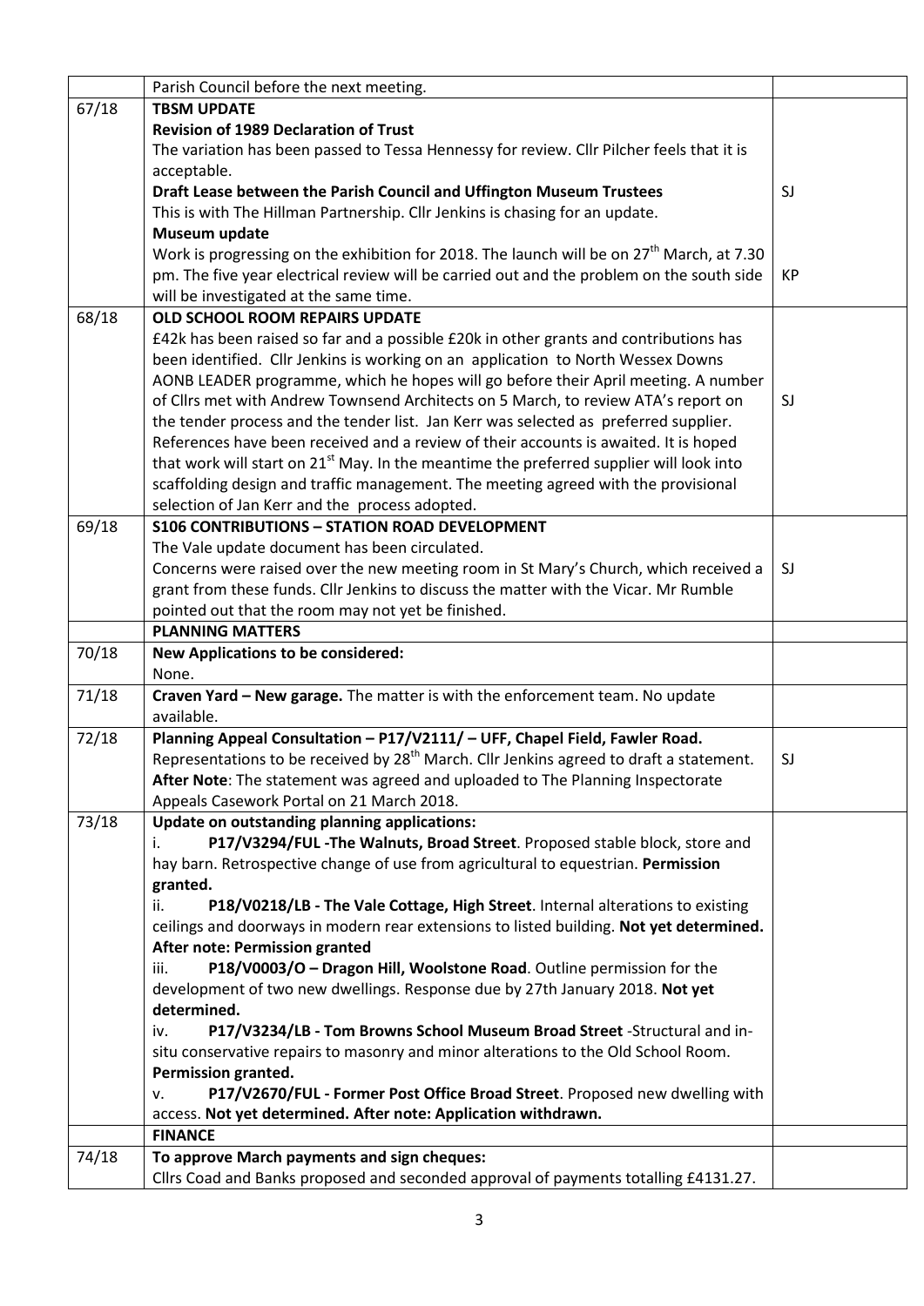| | | |
|---|---|---|
| | Parish Council before the next meeting. | |
| 67/18 | **TBSM UPDATE**<br>**Revision of 1989 Declaration of Trust**<br>The variation has been passed to Tessa Hennessy for review. Cllr Pilcher feels that it is acceptable.<br>**Draft Lease between the Parish Council and Uffington Museum Trustees**<br>This is with The Hillman Partnership. Cllr Jenkins is chasing for an update.<br>**Museum update**<br>Work is progressing on the exhibition for 2018. The launch will be on 27th March, at 7.30 pm. The five year electrical review will be carried out and the problem on the south side will be investigated at the same time. | SJ<br><br>KP |
| 68/18 | **OLD SCHOOL ROOM REPAIRS UPDATE**<br>£42k has been raised so far and a possible £20k in other grants and contributions has been identified. Cllr Jenkins is working on an application to North Wessex Downs AONB LEADER programme, which he hopes will go before their April meeting. A number of Cllrs met with Andrew Townsend Architects on 5 March, to review ATA's report on the tender process and the tender list. Jan Kerr was selected as preferred supplier. References have been received and a review of their accounts is awaited. It is hoped that work will start on 21st May. In the meantime the preferred supplier will look into scaffolding design and traffic management. The meeting agreed with the provisional selection of Jan Kerr and the process adopted. | SJ |
| 69/18 | **S106 CONTRIBUTIONS – STATION ROAD DEVELOPMENT**<br>The Vale update document has been circulated.<br>Concerns were raised over the new meeting room in St Mary's Church, which received a grant from these funds. Cllr Jenkins to discuss the matter with the Vicar. Mr Rumble pointed out that the room may not yet be finished. | SJ |
| | **PLANNING MATTERS** | |
| 70/18 | **New Applications to be considered:**<br>None. | |
| 71/18 | **Craven Yard – New garage.** The matter is with the enforcement team. No update available. | |
| 72/18 | **Planning Appeal Consultation – P17/V2111/ – UFF, Chapel Field, Fawler Road.**<br>Representations to be received by 28th March. Cllr Jenkins agreed to draft a statement.<br>**After Note**: The statement was agreed and uploaded to The Planning Inspectorate Appeals Casework Portal on 21 March 2018. | SJ |
| 73/18 | **Update on outstanding planning applications:**<br>i. **P17/V3294/FUL -The Walnuts, Broad Street**. Proposed stable block, store and hay barn. Retrospective change of use from agricultural to equestrian. **Permission granted.**<br>ii. **P18/V0218/LB - The Vale Cottage, High Street**. Internal alterations to existing ceilings and doorways in modern rear extensions to listed building. **Not yet determined. After note: Permission granted**<br>iii. **P18/V0003/O – Dragon Hill, Woolstone Road**. Outline permission for the development of two new dwellings. Response due by 27th January 2018. **Not yet determined.**<br>iv. **P17/V3234/LB - Tom Browns School Museum Broad Street** -Structural and in-situ conservative repairs to masonry and minor alterations to the Old School Room. **Permission granted.**<br>v. **P17/V2670/FUL - Former Post Office Broad Street**. Proposed new dwelling with access. **Not yet determined. After note: Application withdrawn.** | |
| | **FINANCE** | |
| 74/18 | **To approve March payments and sign cheques:**<br>Cllrs Coad and Banks proposed and seconded approval of payments totalling £4131.27. | |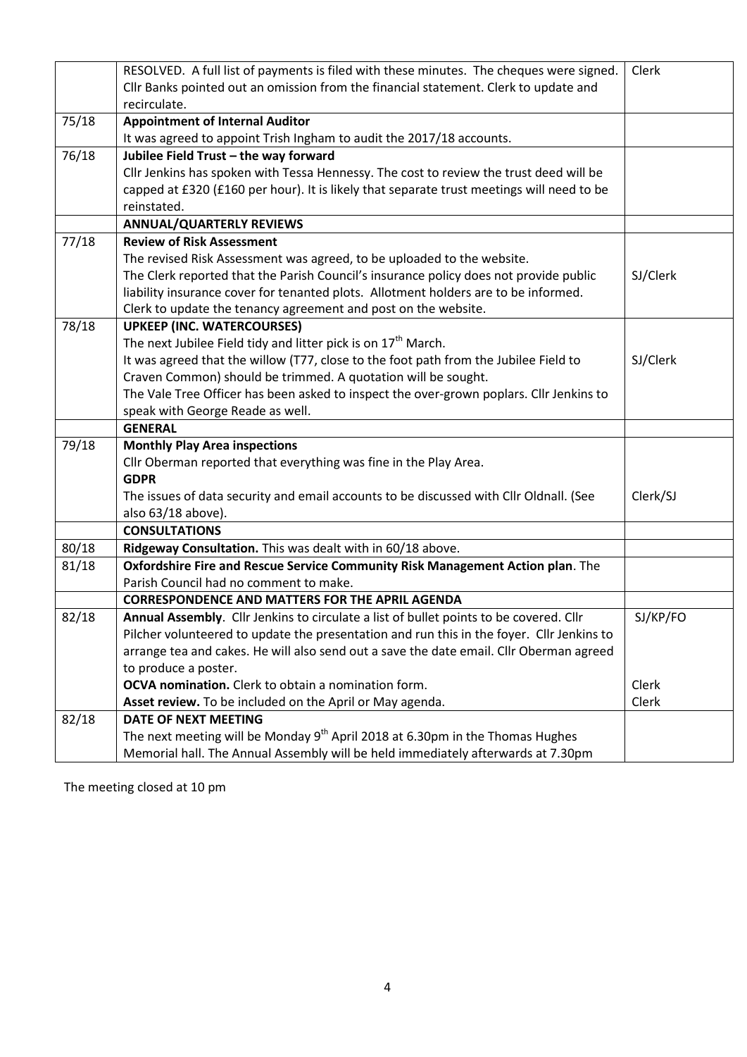| | | |
|---|---|---|
| | RESOLVED. A full list of payments is filed with these minutes. The cheques were signed. Cllr Banks pointed out an omission from the financial statement. Clerk to update and recirculate. | Clerk |
| 75/18 | **Appointment of Internal Auditor**<br>It was agreed to appoint Trish Ingham to audit the 2017/18 accounts. | |
| 76/18 | **Jubilee Field Trust – the way forward**<br>Cllr Jenkins has spoken with Tessa Hennessy. The cost to review the trust deed will be capped at £320 (£160 per hour). It is likely that separate trust meetings will need to be reinstated. | |
| | **ANNUAL/QUARTERLY REVIEWS** | |
| 77/18 | **Review of Risk Assessment**<br>The revised Risk Assessment was agreed, to be uploaded to the website.<br>The Clerk reported that the Parish Council's insurance policy does not provide public liability insurance cover for tenanted plots. Allotment holders are to be informed. Clerk to update the tenancy agreement and post on the website. | SJ/Clerk |
| 78/18 | **UPKEEP (INC. WATERCOURSES)**<br>The next Jubilee Field tidy and litter pick is on 17th March.<br>It was agreed that the willow (T77, close to the foot path from the Jubilee Field to Craven Common) should be trimmed. A quotation will be sought.<br>The Vale Tree Officer has been asked to inspect the over-grown poplars. Cllr Jenkins to speak with George Reade as well. | SJ/Clerk |
| | **GENERAL** | |
| 79/18 | **Monthly Play Area inspections**<br>Cllr Oberman reported that everything was fine in the Play Area.<br>**GDPR**<br>The issues of data security and email accounts to be discussed with Cllr Oldnall. (See also 63/18 above). | Clerk/SJ |
| | **CONSULTATIONS** | |
| 80/18 | **Ridgeway Consultation.** This was dealt with in 60/18 above. | |
| 81/18 | **Oxfordshire Fire and Rescue Service Community Risk Management Action plan**. The Parish Council had no comment to make. | |
| | **CORRESPONDENCE AND MATTERS FOR THE APRIL AGENDA** | |
| 82/18 | **Annual Assembly**. Cllr Jenkins to circulate a list of bullet points to be covered. Cllr Pilcher volunteered to update the presentation and run this in the foyer. Cllr Jenkins to arrange tea and cakes. He will also send out a save the date email. Cllr Oberman agreed to produce a poster.<br>**OCVA nomination.** Clerk to obtain a nomination form.<br>**Asset review.** To be included on the April or May agenda. | SJ/KP/FO<br><br><br><br>Clerk<br>Clerk |
| 82/18 | **DATE OF NEXT MEETING**<br>The next meeting will be Monday 9th April 2018 at 6.30pm in the Thomas Hughes Memorial hall. The Annual Assembly will be held immediately afterwards at 7.30pm | |

The meeting closed at 10 pm